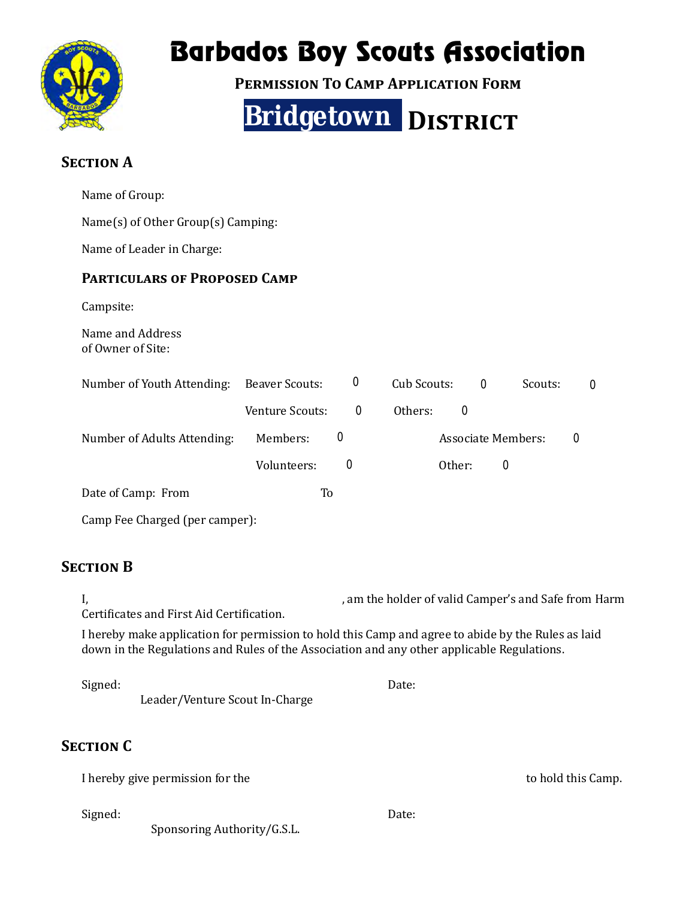# Barbados Boy Scouts Association

## Permission To Camp Application Form

## Bridgetown District

### Section A

Name of Group:

Name(s) of Other Group(s) Camping:

Name of Leader in Charge:

### Particulars of Proposed Camp

Campsite:

Name and Address
of Owner of Site:

Number of Youth Attending: Beaver Scouts: 0 Cub Scouts: 0 Scouts: 0

Venture Scouts: 0 Others: 0

Number of Adults Attending: Members: 0 Associate Members: 0

Volunteers: 0 Other: 0

Date of Camp: From To

Camp Fee Charged (per camper):

### Section B

I, , am the holder of valid Camper's and Safe from Harm Certificates and First Aid Certification.

I hereby make application for permission to hold this Camp and agree to abide by the Rules as laid down in the Regulations and Rules of the Association and any other applicable Regulations.

Signed: Date:

Leader/Venture Scout In-Charge

### Section C

I hereby give permission for the to hold this Camp.

Signed: Date:

Sponsoring Authority/G.S.L.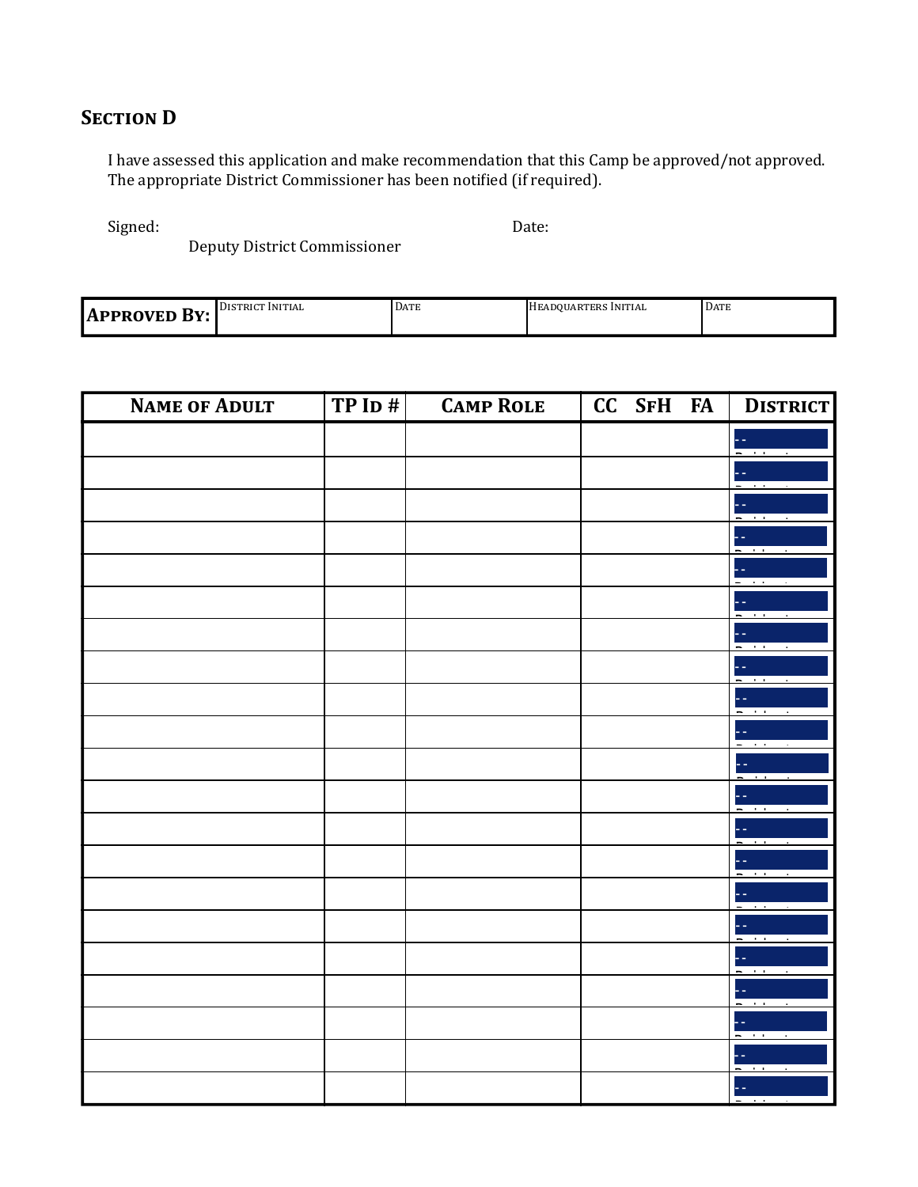## Section D

I have assessed this application and make recommendation that this Camp be approved/not approved. The appropriate District Commissioner has been notified (if required).

Signed: Date:

Deputy District Commissioner

| Approved By: | District Initial | Date | Headquarters Initial | Date |
|---|---|---|---|---|
| | | | | |

| Name of Adult | TP Id # | Camp Role | CC SfH FA | District |
|---|---|---|---|---|
| | | | | |
| | | | | |
| | | | | |
| | | | | |
| | | | | |
| | | | | |
| | | | | |
| | | | | |
| | | | | |
| | | | | |
| | | | | |
| | | | | |
| | | | | |
| | | | | |
| | | | | |
| | | | | |
| | | | | |
| | | | | |
| | | | | |
| | | | | |
| | | | | |